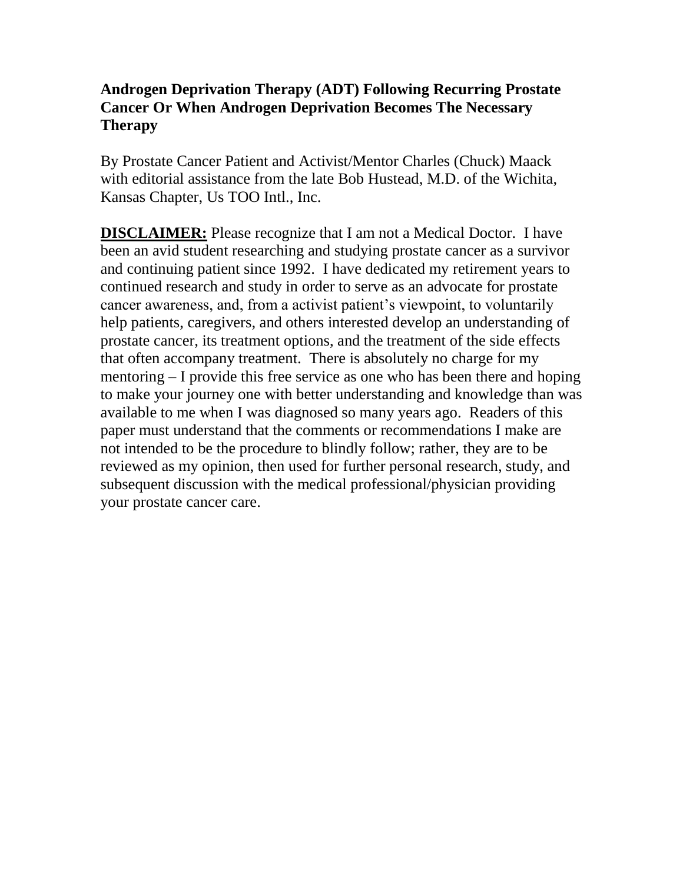# Androgen Deprivation Therapy (ADT) Following Recurring Prostate Cancer Or When Androgen Deprivation Becomes The Necessary Therapy

By Prostate Cancer Patient and Activist/Mentor Charles (Chuck) Maack with editorial assistance from the late Bob Hustead, M.D. of the Wichita, Kansas Chapter, Us TOO Intl., Inc.

**DISCLAIMER:** Please recognize that I am not a Medical Doctor. I have been an avid student researching and studying prostate cancer as a survivor and continuing patient since 1992. I have dedicated my retirement years to continued research and study in order to serve as an advocate for prostate cancer awareness, and, from a activist patient's viewpoint, to voluntarily help patients, caregivers, and others interested develop an understanding of prostate cancer, its treatment options, and the treatment of the side effects that often accompany treatment. There is absolutely no charge for my mentoring – I provide this free service as one who has been there and hoping to make your journey one with better understanding and knowledge than was available to me when I was diagnosed so many years ago. Readers of this paper must understand that the comments or recommendations I make are not intended to be the procedure to blindly follow; rather, they are to be reviewed as my opinion, then used for further personal research, study, and subsequent discussion with the medical professional/physician providing your prostate cancer care.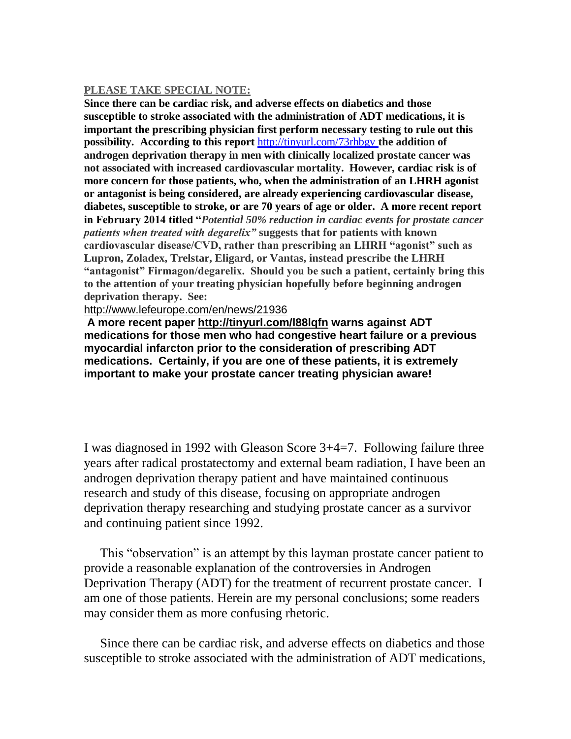**PLEASE TAKE SPECIAL NOTE:**

**Since there can be cardiac risk, and adverse effects on diabetics and those susceptible to stroke associated with the administration of ADT medications, it is important the prescribing physician first perform necessary testing to rule out this possibility. According to this report** http://tinyurl.com/73rhbgv **the addition of androgen deprivation therapy in men with clinically localized prostate cancer was not associated with increased cardiovascular mortality. However, cardiac risk is of more concern for those patients, who, when the administration of an LHRH agonist or antagonist is being considered, are already experiencing cardiovascular disease, diabetes, susceptible to stroke, or are 70 years of age or older. A more recent report in February 2014 titled "*Potential 50% reduction in cardiac events for prostate cancer patients when treated with degarelix*" suggests that for patients with known cardiovascular disease/CVD, rather than prescribing an LHRH "agonist" such as Lupron, Zoladex, Trelstar, Eligard, or Vantas, instead prescribe the LHRH "antagonist" Firmagon/degarelix. Should you be such a patient, certainly bring this to the attention of your treating physician hopefully before beginning androgen deprivation therapy. See:**

http://www.lefeurope.com/en/news/21936

**A more recent paper http://tinyurl.com/l88lqfn warns against ADT medications for those men who had congestive heart failure or a previous myocardial infarcton prior to the consideration of prescribing ADT medications. Certainly, if you are one of these patients, it is extremely important to make your prostate cancer treating physician aware!**

I was diagnosed in 1992 with Gleason Score 3+4=7. Following failure three years after radical prostatectomy and external beam radiation, I have been an androgen deprivation therapy patient and have maintained continuous research and study of this disease, focusing on appropriate androgen deprivation therapy researching and studying prostate cancer as a survivor and continuing patient since 1992.

This "observation" is an attempt by this layman prostate cancer patient to provide a reasonable explanation of the controversies in Androgen Deprivation Therapy (ADT) for the treatment of recurrent prostate cancer. I am one of those patients. Herein are my personal conclusions; some readers may consider them as more confusing rhetoric.

Since there can be cardiac risk, and adverse effects on diabetics and those susceptible to stroke associated with the administration of ADT medications,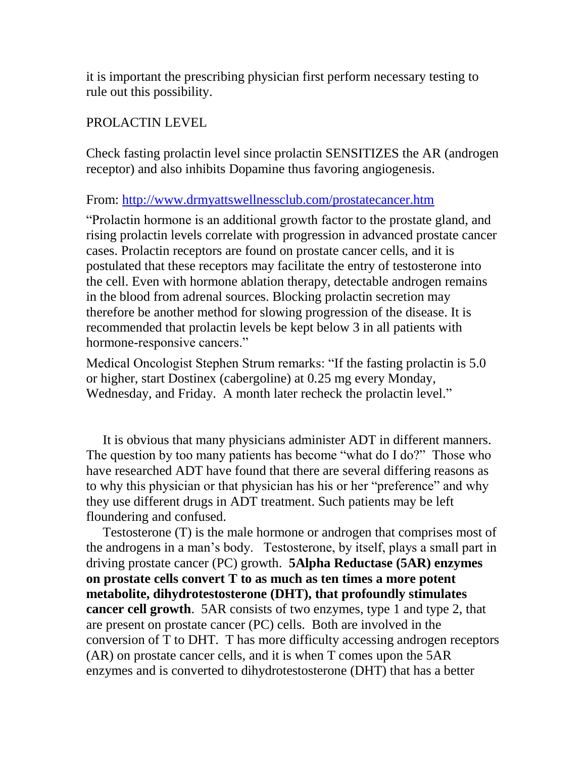it is important the prescribing physician first perform necessary testing to rule out this possibility.

PROLACTIN LEVEL

Check fasting prolactin level since prolactin SENSITIZES the AR (androgen receptor) and also inhibits Dopamine thus favoring angiogenesis.

From: [http://www.drmyattswellnessclub.com/prostatecancer.htm](http://www.drmyattswellnessclub.com/prostatecancer.htm)

"Prolactin hormone is an additional growth factor to the prostate gland, and rising prolactin levels correlate with progression in advanced prostate cancer cases. Prolactin receptors are found on prostate cancer cells, and it is postulated that these receptors may facilitate the entry of testosterone into the cell. Even with hormone ablation therapy, detectable androgen remains in the blood from adrenal sources. Blocking prolactin secretion may therefore be another method for slowing progression of the disease. It is recommended that prolactin levels be kept below 3 in all patients with hormone-responsive cancers."

Medical Oncologist Stephen Strum remarks: "If the fasting prolactin is 5.0 or higher, start Dostinex (cabergoline) at 0.25 mg every Monday, Wednesday, and Friday. A month later recheck the prolactin level."

It is obvious that many physicians administer ADT in different manners. The question by too many patients has become "what do I do?" Those who have researched ADT have found that there are several differing reasons as to why this physician or that physician has his or her "preference" and why they use different drugs in ADT treatment. Such patients may be left floundering and confused.

Testosterone (T) is the male hormone or androgen that comprises most of the androgens in a man's body. Testosterone, by itself, plays a small part in driving prostate cancer (PC) growth. **5Alpha Reductase (5AR) enzymes on prostate cells convert T to as much as ten times a more potent metabolite, dihydrotestosterone (DHT), that profoundly stimulates cancer cell growth**. 5AR consists of two enzymes, type 1 and type 2, that are present on prostate cancer (PC) cells. Both are involved in the conversion of T to DHT. T has more difficulty accessing androgen receptors (AR) on prostate cancer cells, and it is when T comes upon the 5AR enzymes and is converted to dihydrotestosterone (DHT) that has a better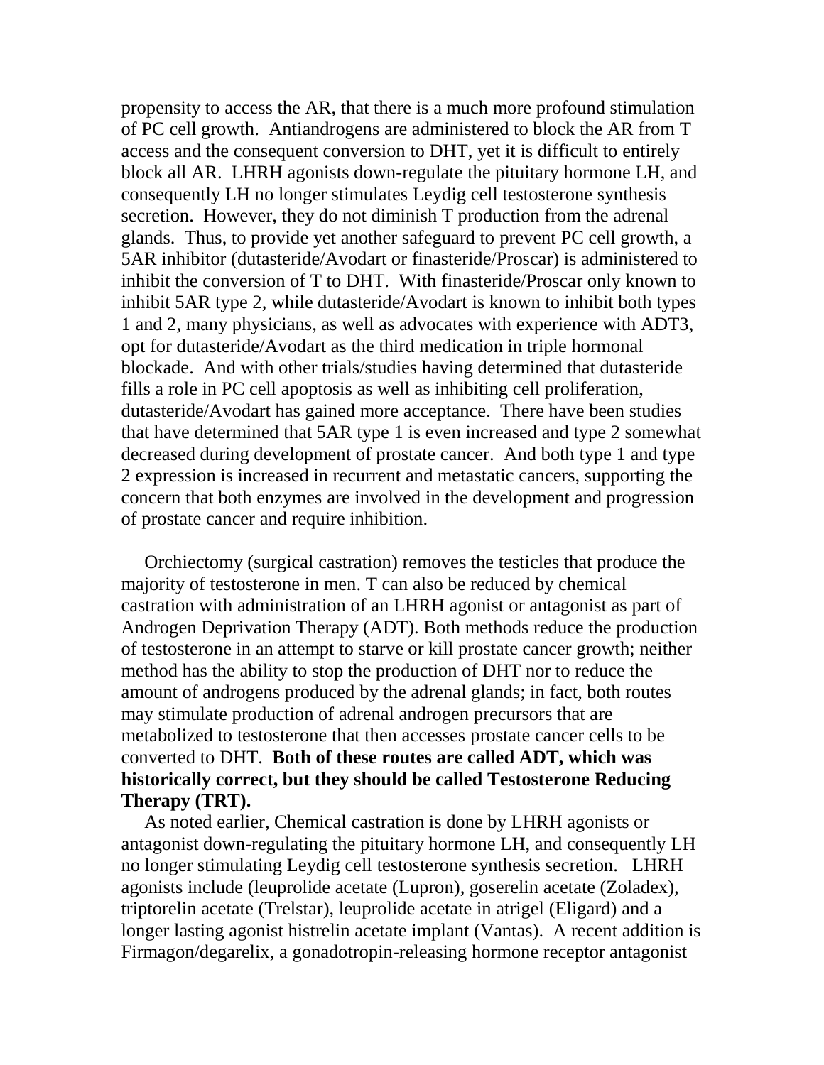propensity to access the AR, that there is a much more profound stimulation of PC cell growth. Antiandrogens are administered to block the AR from T access and the consequent conversion to DHT, yet it is difficult to entirely block all AR. LHRH agonists down-regulate the pituitary hormone LH, and consequently LH no longer stimulates Leydig cell testosterone synthesis secretion. However, they do not diminish T production from the adrenal glands. Thus, to provide yet another safeguard to prevent PC cell growth, a 5AR inhibitor (dutasteride/Avodart or finasteride/Proscar) is administered to inhibit the conversion of T to DHT. With finasteride/Proscar only known to inhibit 5AR type 2, while dutasteride/Avodart is known to inhibit both types 1 and 2, many physicians, as well as advocates with experience with ADT3, opt for dutasteride/Avodart as the third medication in triple hormonal blockade. And with other trials/studies having determined that dutasteride fills a role in PC cell apoptosis as well as inhibiting cell proliferation, dutasteride/Avodart has gained more acceptance. There have been studies that have determined that 5AR type 1 is even increased and type 2 somewhat decreased during development of prostate cancer. And both type 1 and type 2 expression is increased in recurrent and metastatic cancers, supporting the concern that both enzymes are involved in the development and progression of prostate cancer and require inhibition.

Orchiectomy (surgical castration) removes the testicles that produce the majority of testosterone in men. T can also be reduced by chemical castration with administration of an LHRH agonist or antagonist as part of Androgen Deprivation Therapy (ADT). Both methods reduce the production of testosterone in an attempt to starve or kill prostate cancer growth; neither method has the ability to stop the production of DHT nor to reduce the amount of androgens produced by the adrenal glands; in fact, both routes may stimulate production of adrenal androgen precursors that are metabolized to testosterone that then accesses prostate cancer cells to be converted to DHT. **Both of these routes are called ADT, which was historically correct, but they should be called Testosterone Reducing Therapy (TRT).**

As noted earlier, Chemical castration is done by LHRH agonists or antagonist down-regulating the pituitary hormone LH, and consequently LH no longer stimulating Leydig cell testosterone synthesis secretion. LHRH agonists include (leuprolide acetate (Lupron), goserelin acetate (Zoladex), triptorelin acetate (Trelstar), leuprolide acetate in atrigel (Eligard) and a longer lasting agonist histrelin acetate implant (Vantas). A recent addition is Firmagon/degarelix, a gonadotropin-releasing hormone receptor antagonist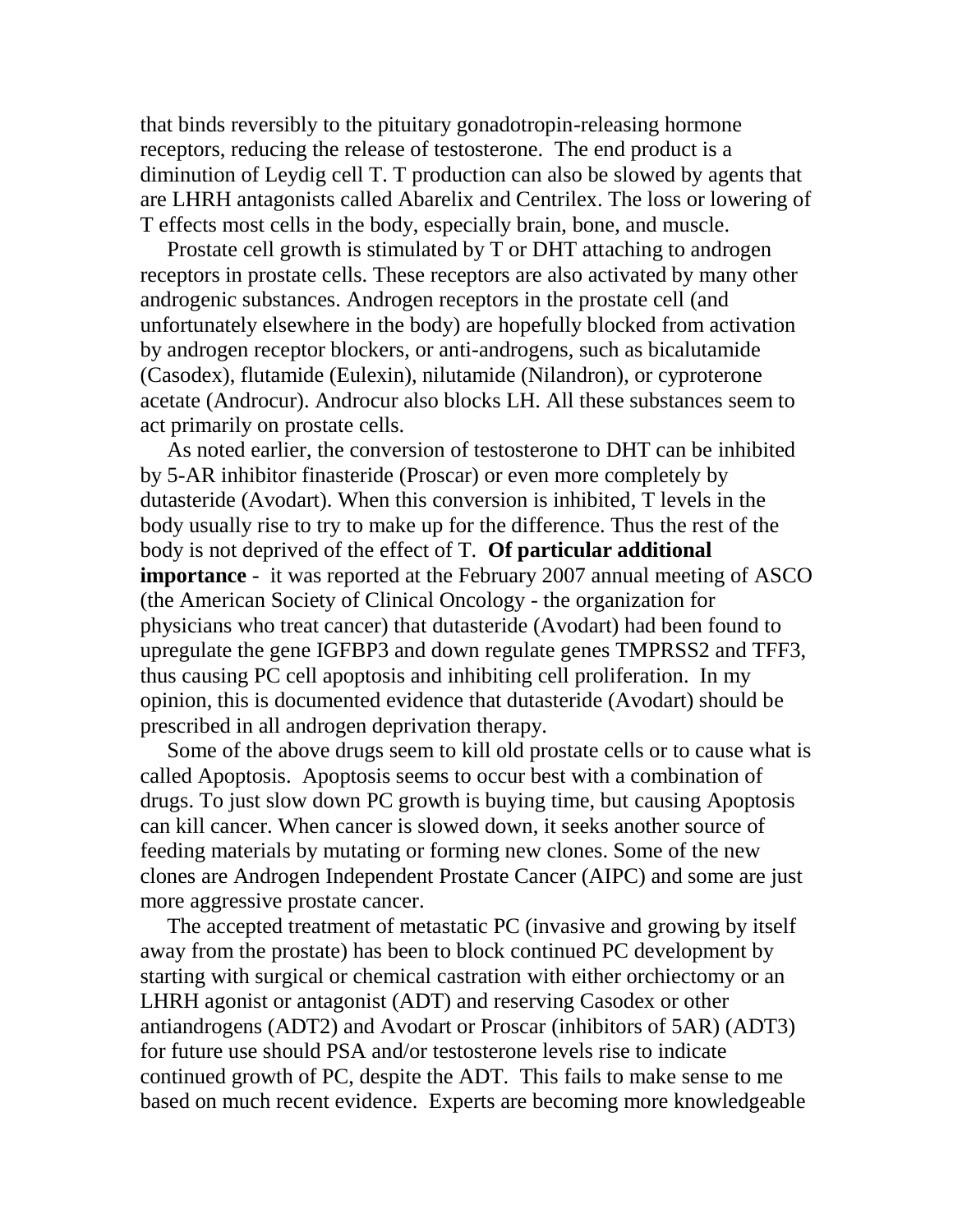that binds reversibly to the pituitary gonadotropin-releasing hormone receptors, reducing the release of testosterone. The end product is a diminution of Leydig cell T. T production can also be slowed by agents that are LHRH antagonists called Abarelix and Centrilex. The loss or lowering of T effects most cells in the body, especially brain, bone, and muscle.

Prostate cell growth is stimulated by T or DHT attaching to androgen receptors in prostate cells. These receptors are also activated by many other androgenic substances. Androgen receptors in the prostate cell (and unfortunately elsewhere in the body) are hopefully blocked from activation by androgen receptor blockers, or anti-androgens, such as bicalutamide (Casodex), flutamide (Eulexin), nilutamide (Nilandron), or cyproterone acetate (Androcur). Androcur also blocks LH. All these substances seem to act primarily on prostate cells.

As noted earlier, the conversion of testosterone to DHT can be inhibited by 5-AR inhibitor finasteride (Proscar) or even more completely by dutasteride (Avodart). When this conversion is inhibited, T levels in the body usually rise to try to make up for the difference. Thus the rest of the body is not deprived of the effect of T. **Of particular additional importance** - it was reported at the February 2007 annual meeting of ASCO (the American Society of Clinical Oncology - the organization for physicians who treat cancer) that dutasteride (Avodart) had been found to upregulate the gene IGFBP3 and down regulate genes TMPRSS2 and TFF3, thus causing PC cell apoptosis and inhibiting cell proliferation. In my opinion, this is documented evidence that dutasteride (Avodart) should be prescribed in all androgen deprivation therapy.

Some of the above drugs seem to kill old prostate cells or to cause what is called Apoptosis. Apoptosis seems to occur best with a combination of drugs. To just slow down PC growth is buying time, but causing Apoptosis can kill cancer. When cancer is slowed down, it seeks another source of feeding materials by mutating or forming new clones. Some of the new clones are Androgen Independent Prostate Cancer (AIPC) and some are just more aggressive prostate cancer.

The accepted treatment of metastatic PC (invasive and growing by itself away from the prostate) has been to block continued PC development by starting with surgical or chemical castration with either orchiectomy or an LHRH agonist or antagonist (ADT) and reserving Casodex or other antiandrogens (ADT2) and Avodart or Proscar (inhibitors of 5AR) (ADT3) for future use should PSA and/or testosterone levels rise to indicate continued growth of PC, despite the ADT. This fails to make sense to me based on much recent evidence. Experts are becoming more knowledgeable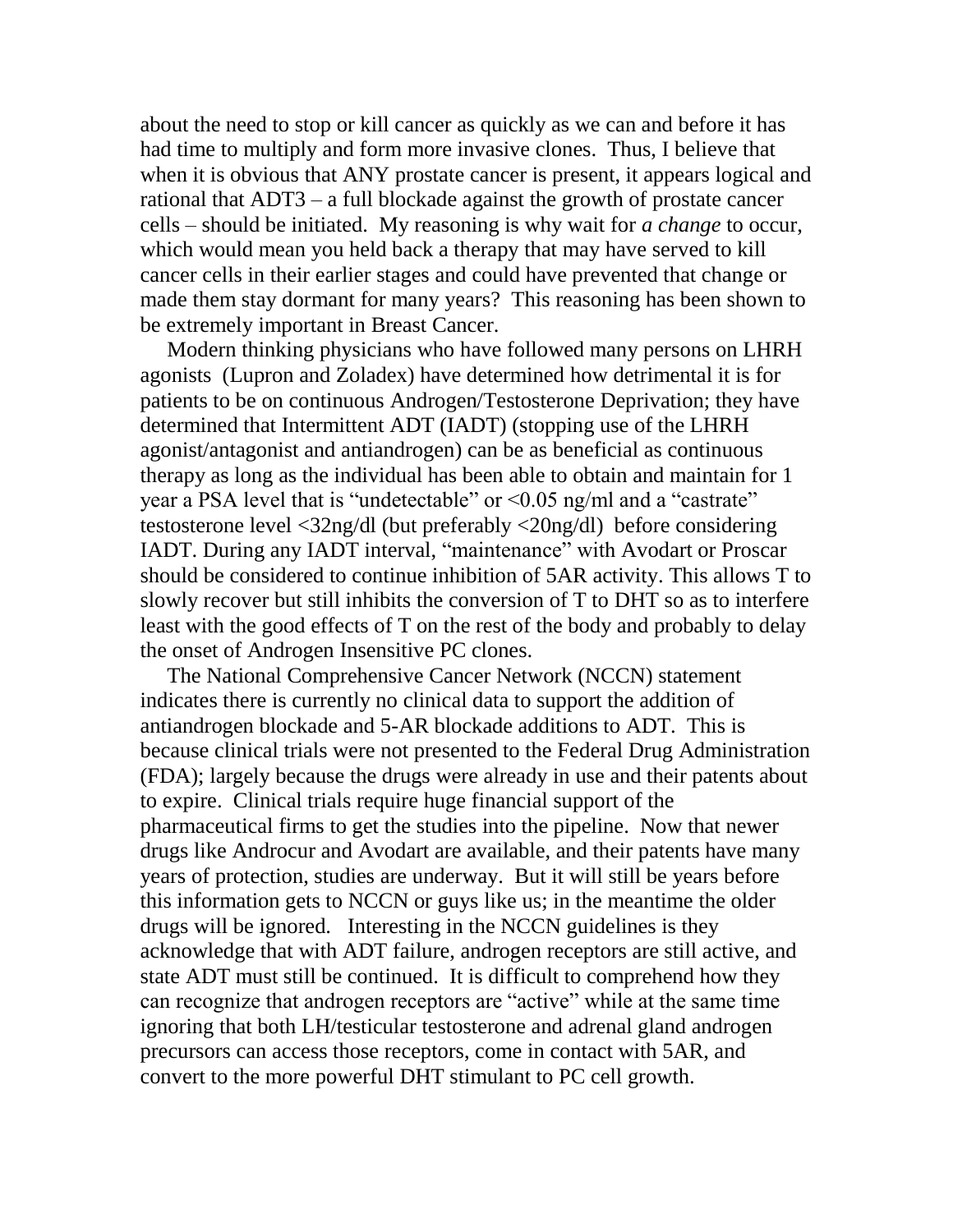about the need to stop or kill cancer as quickly as we can and before it has had time to multiply and form more invasive clones. Thus, I believe that when it is obvious that ANY prostate cancer is present, it appears logical and rational that ADT3 – a full blockade against the growth of prostate cancer cells – should be initiated. My reasoning is why wait for *a change* to occur, which would mean you held back a therapy that may have served to kill cancer cells in their earlier stages and could have prevented that change or made them stay dormant for many years? This reasoning has been shown to be extremely important in Breast Cancer.

Modern thinking physicians who have followed many persons on LHRH agonists (Lupron and Zoladex) have determined how detrimental it is for patients to be on continuous Androgen/Testosterone Deprivation; they have determined that Intermittent ADT (IADT) (stopping use of the LHRH agonist/antagonist and antiandrogen) can be as beneficial as continuous therapy as long as the individual has been able to obtain and maintain for 1 year a PSA level that is "undetectable" or <0.05 ng/ml and a "castrate" testosterone level <32ng/dl (but preferably <20ng/dl) before considering IADT. During any IADT interval, "maintenance" with Avodart or Proscar should be considered to continue inhibition of 5AR activity. This allows T to slowly recover but still inhibits the conversion of T to DHT so as to interfere least with the good effects of T on the rest of the body and probably to delay the onset of Androgen Insensitive PC clones.

The National Comprehensive Cancer Network (NCCN) statement indicates there is currently no clinical data to support the addition of antiandrogen blockade and 5-AR blockade additions to ADT. This is because clinical trials were not presented to the Federal Drug Administration (FDA); largely because the drugs were already in use and their patents about to expire. Clinical trials require huge financial support of the pharmaceutical firms to get the studies into the pipeline. Now that newer drugs like Androcur and Avodart are available, and their patents have many years of protection, studies are underway. But it will still be years before this information gets to NCCN or guys like us; in the meantime the older drugs will be ignored. Interesting in the NCCN guidelines is they acknowledge that with ADT failure, androgen receptors are still active, and state ADT must still be continued. It is difficult to comprehend how they can recognize that androgen receptors are "active" while at the same time ignoring that both LH/testicular testosterone and adrenal gland androgen precursors can access those receptors, come in contact with 5AR, and convert to the more powerful DHT stimulant to PC cell growth.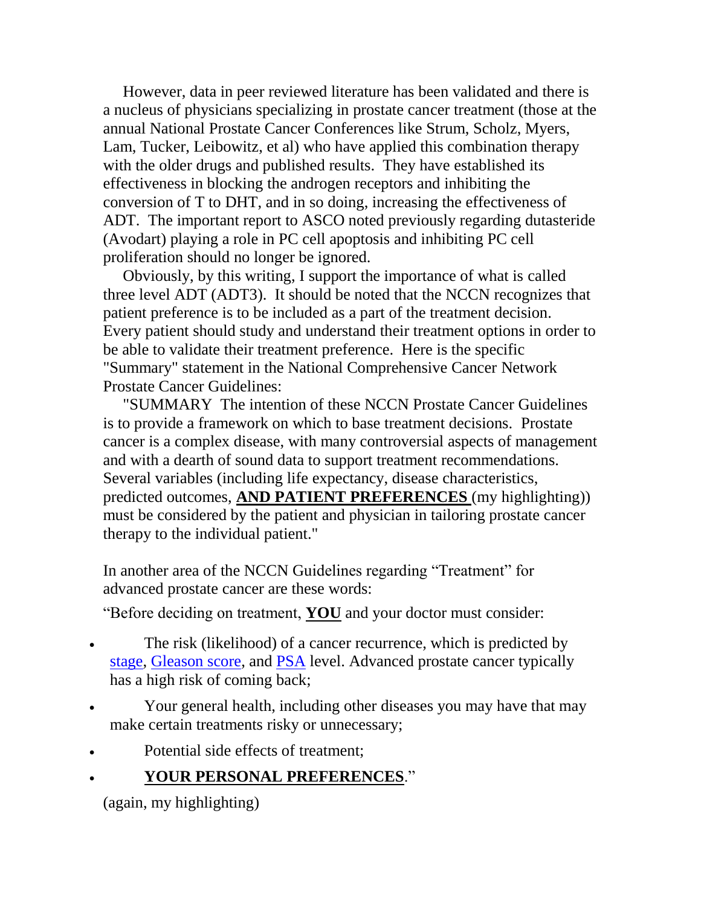However, data in peer reviewed literature has been validated and there is a nucleus of physicians specializing in prostate cancer treatment (those at the annual National Prostate Cancer Conferences like Strum, Scholz, Myers, Lam, Tucker, Leibowitz, et al) who have applied this combination therapy with the older drugs and published results. They have established its effectiveness in blocking the androgen receptors and inhibiting the conversion of T to DHT, and in so doing, increasing the effectiveness of ADT. The important report to ASCO noted previously regarding dutasteride (Avodart) playing a role in PC cell apoptosis and inhibiting PC cell proliferation should no longer be ignored.

Obviously, by this writing, I support the importance of what is called three level ADT (ADT3). It should be noted that the NCCN recognizes that patient preference is to be included as a part of the treatment decision. Every patient should study and understand their treatment options in order to be able to validate their treatment preference. Here is the specific "Summary" statement in the National Comprehensive Cancer Network Prostate Cancer Guidelines:

"SUMMARY The intention of these NCCN Prostate Cancer Guidelines is to provide a framework on which to base treatment decisions. Prostate cancer is a complex disease, with many controversial aspects of management and with a dearth of sound data to support treatment recommendations. Several variables (including life expectancy, disease characteristics, predicted outcomes, **AND PATIENT PREFERENCES** (my highlighting)) must be considered by the patient and physician in tailoring prostate cancer therapy to the individual patient."

In another area of the NCCN Guidelines regarding "Treatment" for advanced prostate cancer are these words:

"Before deciding on treatment, **YOU** and your doctor must consider:

- The risk (likelihood) of a cancer recurrence, which is predicted by stage, Gleason score, and PSA level. Advanced prostate cancer typically has a high risk of coming back;
- Your general health, including other diseases you may have that may make certain treatments risky or unnecessary;
- Potential side effects of treatment;
- **YOUR PERSONAL PREFERENCES**."

(again, my highlighting)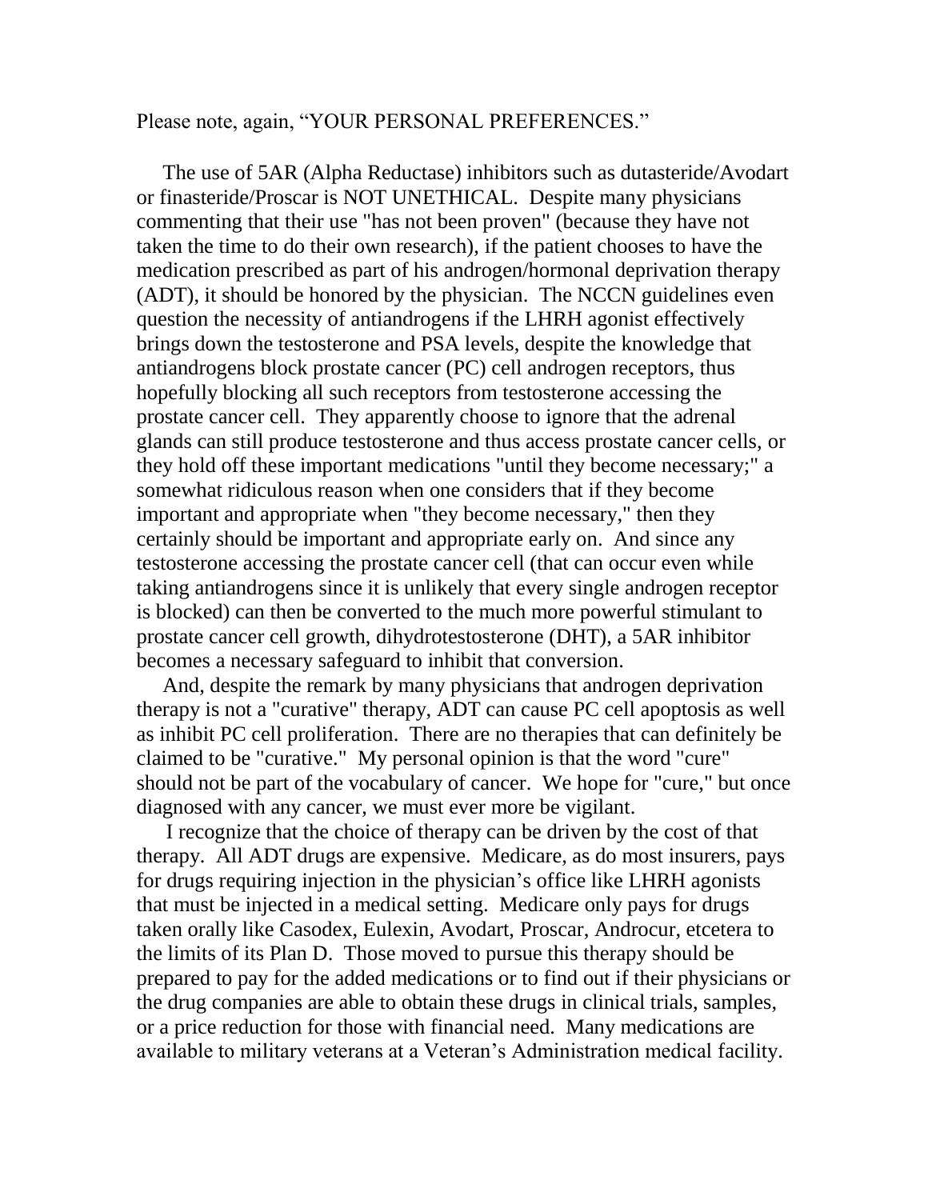Please note, again, "YOUR PERSONAL PREFERENCES."

The use of 5AR (Alpha Reductase) inhibitors such as dutasteride/Avodart or finasteride/Proscar is NOT UNETHICAL. Despite many physicians commenting that their use "has not been proven" (because they have not taken the time to do their own research), if the patient chooses to have the medication prescribed as part of his androgen/hormonal deprivation therapy (ADT), it should be honored by the physician. The NCCN guidelines even question the necessity of antiandrogens if the LHRH agonist effectively brings down the testosterone and PSA levels, despite the knowledge that antiandrogens block prostate cancer (PC) cell androgen receptors, thus hopefully blocking all such receptors from testosterone accessing the prostate cancer cell. They apparently choose to ignore that the adrenal glands can still produce testosterone and thus access prostate cancer cells, or they hold off these important medications "until they become necessary;" a somewhat ridiculous reason when one considers that if they become important and appropriate when "they become necessary," then they certainly should be important and appropriate early on. And since any testosterone accessing the prostate cancer cell (that can occur even while taking antiandrogens since it is unlikely that every single androgen receptor is blocked) can then be converted to the much more powerful stimulant to prostate cancer cell growth, dihydrotestosterone (DHT), a 5AR inhibitor becomes a necessary safeguard to inhibit that conversion.

And, despite the remark by many physicians that androgen deprivation therapy is not a "curative" therapy, ADT can cause PC cell apoptosis as well as inhibit PC cell proliferation. There are no therapies that can definitely be claimed to be "curative." My personal opinion is that the word "cure" should not be part of the vocabulary of cancer. We hope for "cure," but once diagnosed with any cancer, we must ever more be vigilant.

I recognize that the choice of therapy can be driven by the cost of that therapy. All ADT drugs are expensive. Medicare, as do most insurers, pays for drugs requiring injection in the physician's office like LHRH agonists that must be injected in a medical setting. Medicare only pays for drugs taken orally like Casodex, Eulexin, Avodart, Proscar, Androcur, etcetera to the limits of its Plan D. Those moved to pursue this therapy should be prepared to pay for the added medications or to find out if their physicians or the drug companies are able to obtain these drugs in clinical trials, samples, or a price reduction for those with financial need. Many medications are available to military veterans at a Veteran's Administration medical facility.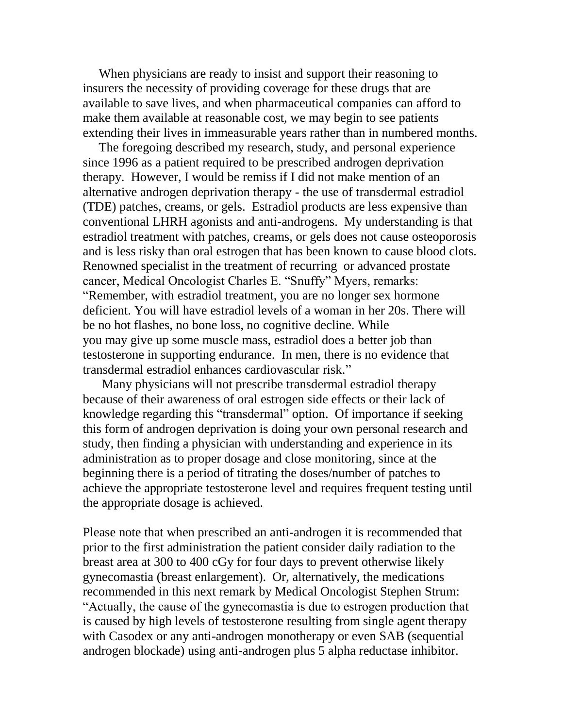When physicians are ready to insist and support their reasoning to insurers the necessity of providing coverage for these drugs that are available to save lives, and when pharmaceutical companies can afford to make them available at reasonable cost, we may begin to see patients extending their lives in immeasurable years rather than in numbered months.

The foregoing described my research, study, and personal experience since 1996 as a patient required to be prescribed androgen deprivation therapy. However, I would be remiss if I did not make mention of an alternative androgen deprivation therapy - the use of transdermal estradiol (TDE) patches, creams, or gels. Estradiol products are less expensive than conventional LHRH agonists and anti-androgens. My understanding is that estradiol treatment with patches, creams, or gels does not cause osteoporosis and is less risky than oral estrogen that has been known to cause blood clots. Renowned specialist in the treatment of recurring or advanced prostate cancer, Medical Oncologist Charles E. "Snuffy" Myers, remarks: "Remember, with estradiol treatment, you are no longer sex hormone deficient. You will have estradiol levels of a woman in her 20s. There will be no hot flashes, no bone loss, no cognitive decline. While you may give up some muscle mass, estradiol does a better job than testosterone in supporting endurance. In men, there is no evidence that transdermal estradiol enhances cardiovascular risk."

Many physicians will not prescribe transdermal estradiol therapy because of their awareness of oral estrogen side effects or their lack of knowledge regarding this "transdermal" option. Of importance if seeking this form of androgen deprivation is doing your own personal research and study, then finding a physician with understanding and experience in its administration as to proper dosage and close monitoring, since at the beginning there is a period of titrating the doses/number of patches to achieve the appropriate testosterone level and requires frequent testing until the appropriate dosage is achieved.

Please note that when prescribed an anti-androgen it is recommended that prior to the first administration the patient consider daily radiation to the breast area at 300 to 400 cGy for four days to prevent otherwise likely gynecomastia (breast enlargement). Or, alternatively, the medications recommended in this next remark by Medical Oncologist Stephen Strum: "Actually, the cause of the gynecomastia is due to estrogen production that is caused by high levels of testosterone resulting from single agent therapy with Casodex or any anti-androgen monotherapy or even SAB (sequential androgen blockade) using anti-androgen plus 5 alpha reductase inhibitor.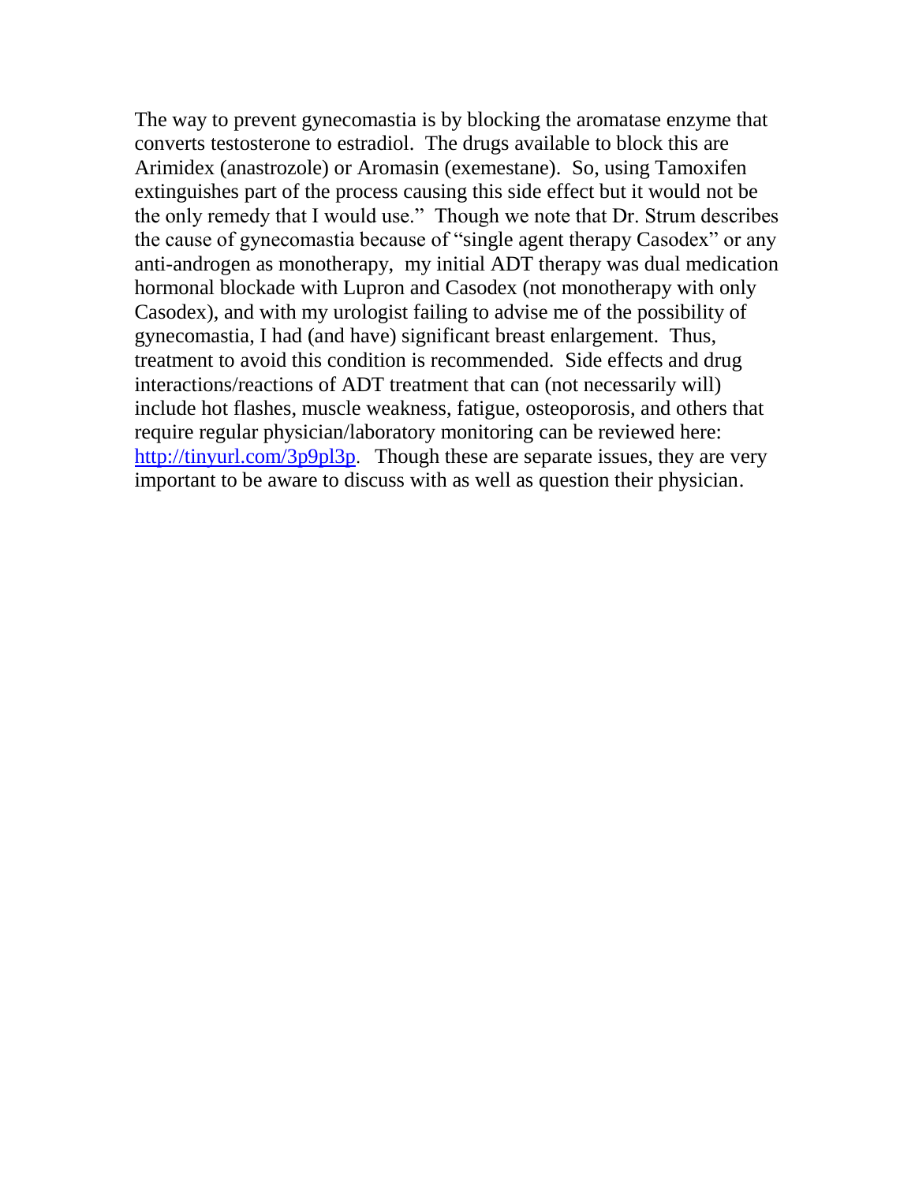The way to prevent gynecomastia is by blocking the aromatase enzyme that converts testosterone to estradiol. The drugs available to block this are Arimidex (anastrozole) or Aromasin (exemestane). So, using Tamoxifen extinguishes part of the process causing this side effect but it would not be the only remedy that I would use." Though we note that Dr. Strum describes the cause of gynecomastia because of "single agent therapy Casodex" or any anti-androgen as monotherapy, my initial ADT therapy was dual medication hormonal blockade with Lupron and Casodex (not monotherapy with only Casodex), and with my urologist failing to advise me of the possibility of gynecomastia, I had (and have) significant breast enlargement. Thus, treatment to avoid this condition is recommended. Side effects and drug interactions/reactions of ADT treatment that can (not necessarily will) include hot flashes, muscle weakness, fatigue, osteoporosis, and others that require regular physician/laboratory monitoring can be reviewed here: [http://tinyurl.com/3p9pl3p](http://tinyurl.com/3p9pl3p). Though these are separate issues, they are very important to be aware to discuss with as well as question their physician.